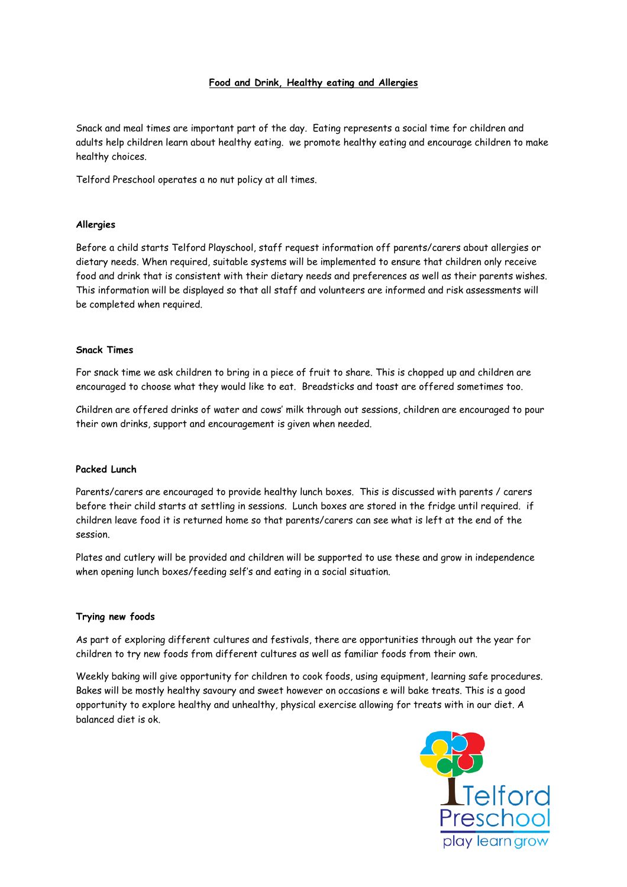# Food and Drink, Healthy eating and Allergies

Snack and meal times are important part of the day. Eating represents a social time for children and adults help children learn about healthy eating. we promote healthy eating and encourage children to make healthy choices.

Telford Preschool operates a no nut policy at all times.

### Allergies

Before a child starts Telford Playschool, staff request information off parents/carers about allergies or dietary needs. When required, suitable systems will be implemented to ensure that children only receive food and drink that is consistent with their dietary needs and preferences as well as their parents wishes. This information will be displayed so that all staff and volunteers are informed and risk assessments will be completed when required.

### Snack Times

For snack time we ask children to bring in a piece of fruit to share. This is chopped up and children are encouraged to choose what they would like to eat. Breadsticks and toast are offered sometimes too.

Children are offered drinks of water and cows' milk through out sessions, children are encouraged to pour their own drinks, support and encouragement is given when needed.

### Packed Lunch

Parents/carers are encouraged to provide healthy lunch boxes. This is discussed with parents / carers before their child starts at settling in sessions. Lunch boxes are stored in the fridge until required. if children leave food it is returned home so that parents/carers can see what is left at the end of the session.

Plates and cutlery will be provided and children will be supported to use these and grow in independence when opening lunch boxes/feeding self's and eating in a social situation.

### Trying new foods

As part of exploring different cultures and festivals, there are opportunities through out the year for children to try new foods from different cultures as well as familiar foods from their own.

Weekly baking will give opportunity for children to cook foods, using equipment, learning safe procedures. Bakes will be mostly healthy savoury and sweet however on occasions e will bake treats. This is a good opportunity to explore healthy and unhealthy, physical exercise allowing for treats with in our diet. A balanced diet is ok.

Telford Preschool
play learn grow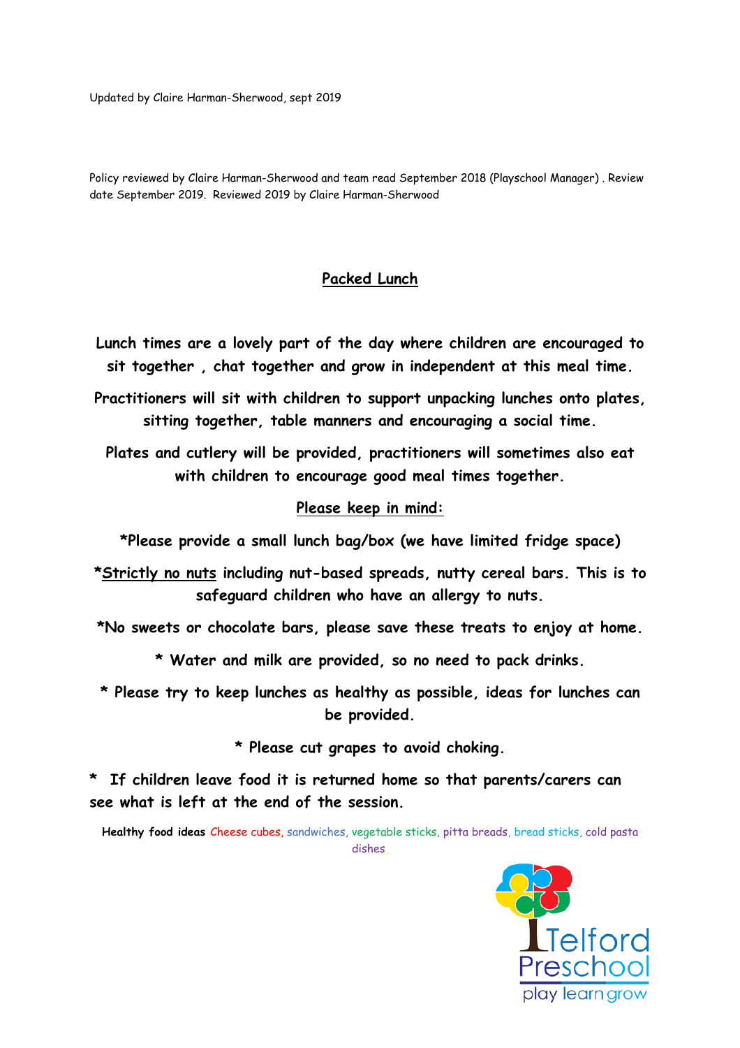Updated by Claire Harman-Sherwood, sept 2019

Policy reviewed by Claire Harman-Sherwood and team read September 2018 (Playschool Manager) . Review date September 2019. Reviewed 2019 by Claire Harman-Sherwood

## Packed Lunch

**Lunch times are a lovely part of the day where children are encouraged to sit together , chat together and grow in independent at this meal time.**

**Practitioners will sit with children to support unpacking lunches onto plates, sitting together, table manners and encouraging a social time.**

**Plates and cutlery will be provided, practitioners will sometimes also eat with children to encourage good meal times together.**

**Please keep in mind:**

**\*Please provide a small lunch bag/box (we have limited fridge space)**

**\*Strictly no nuts including nut-based spreads, nutty cereal bars. This is to safeguard children who have an allergy to nuts.**

**\*No sweets or chocolate bars, please save these treats to enjoy at home.**

**\* Water and milk are provided, so no need to pack drinks.**

**\* Please try to keep lunches as healthy as possible, ideas for lunches can be provided.**

**\* Please cut grapes to avoid choking.**

**\* If children leave food it is returned home so that parents/carers can see what is left at the end of the session.**

**Healthy food ideas** Cheese cubes, sandwiches, vegetable sticks, pitta breads, bread sticks, cold pasta dishes.

Telford Preschool
play learn grow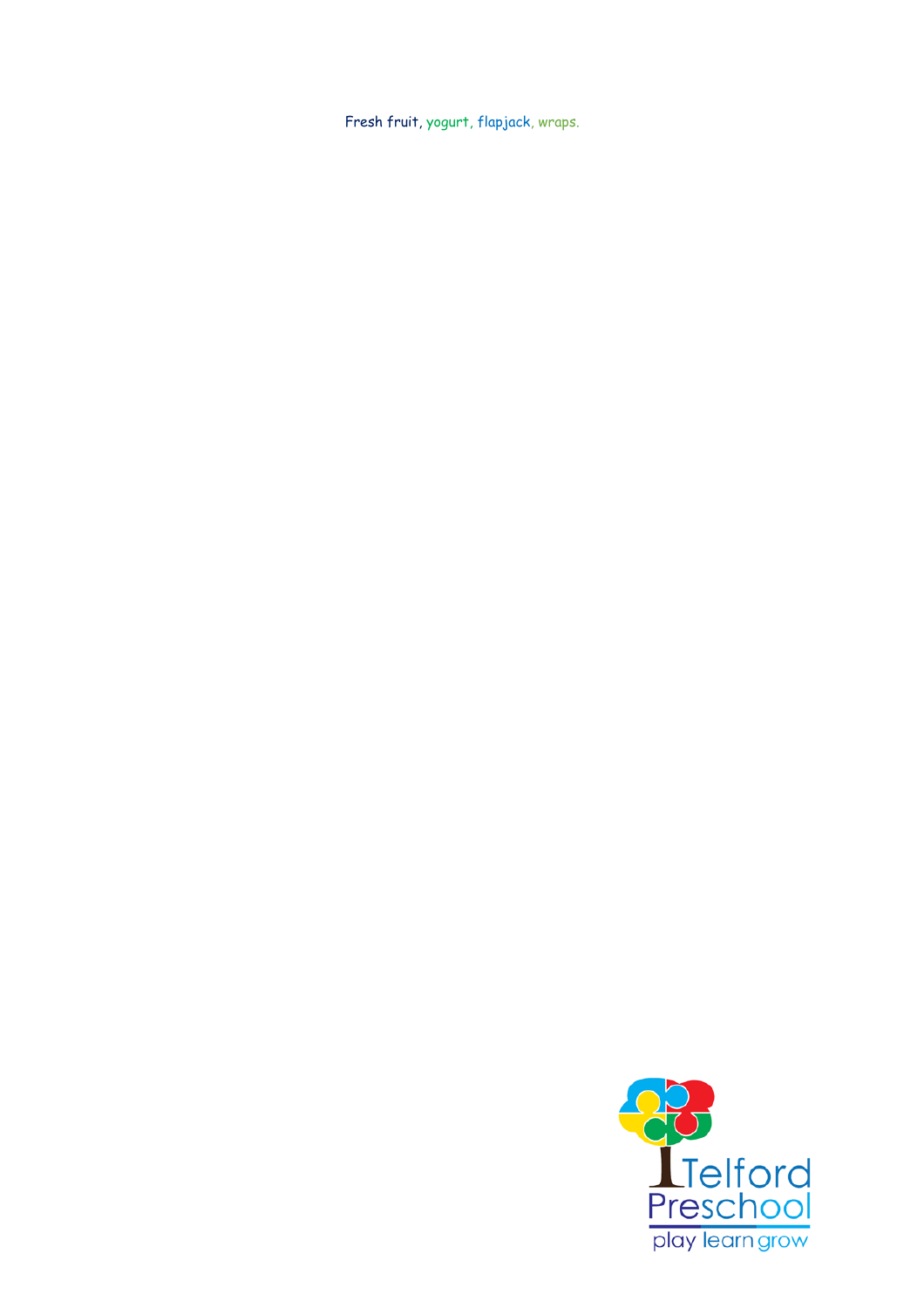Fresh fruit, yogurt, flapjack, wraps.

Telford Preschool
play learn grow